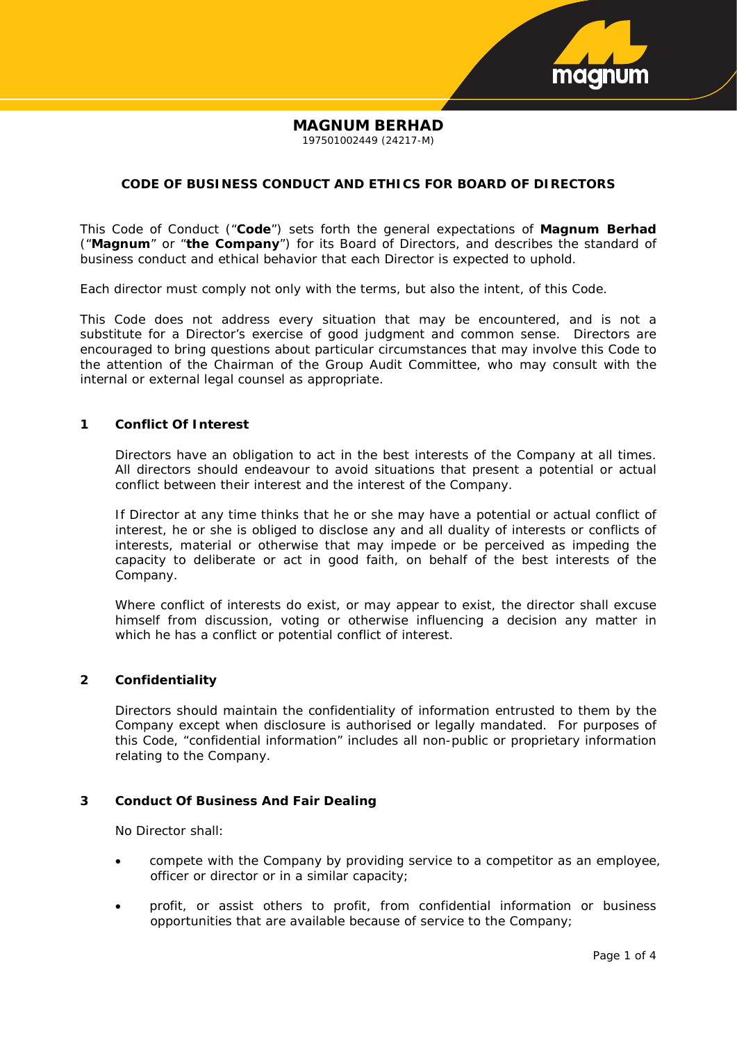# MAGNUM BERHAD

197501002449 (24217-M)

## CODE OF BUSINESS CONDUCT AND ETHICS FOR BOARD OF DIRECTORS

This Code of Conduct ("**Code**") sets forth the general expectations of **Magnum Berhad** ("**Magnum**" or "**the Company**") for its Board of Directors, and describes the standard of business conduct and ethical behavior that each Director is expected to uphold.

Each director must comply not only with the terms, but also the intent, of this Code.

This Code does not address every situation that may be encountered, and is not a substitute for a Director's exercise of good judgment and common sense. Directors are encouraged to bring questions about particular circumstances that may involve this Code to the attention of the Chairman of the Group Audit Committee, who may consult with the internal or external legal counsel as appropriate.

### 1 Conflict Of Interest

Directors have an obligation to act in the best interests of the Company at all times. All directors should endeavour to avoid situations that present a potential or actual conflict between their interest and the interest of the Company.

If Director at any time thinks that he or she may have a potential or actual conflict of interest, he or she is obliged to disclose any and all duality of interests or conflicts of interests, material or otherwise that may impede or be perceived as impeding the capacity to deliberate or act in good faith, on behalf of the best interests of the Company.

Where conflict of interests do exist, or may appear to exist, the director shall excuse himself from discussion, voting or otherwise influencing a decision any matter in which he has a conflict or potential conflict of interest.

### 2 Confidentiality

Directors should maintain the confidentiality of information entrusted to them by the Company except when disclosure is authorised or legally mandated. For purposes of this Code, "confidential information" includes all non-public or proprietary information relating to the Company.

### 3 Conduct Of Business And Fair Dealing

No Director shall:

- compete with the Company by providing service to a competitor as an employee, officer or director or in a similar capacity;
- profit, or assist others to profit, from confidential information or business opportunities that are available because of service to the Company;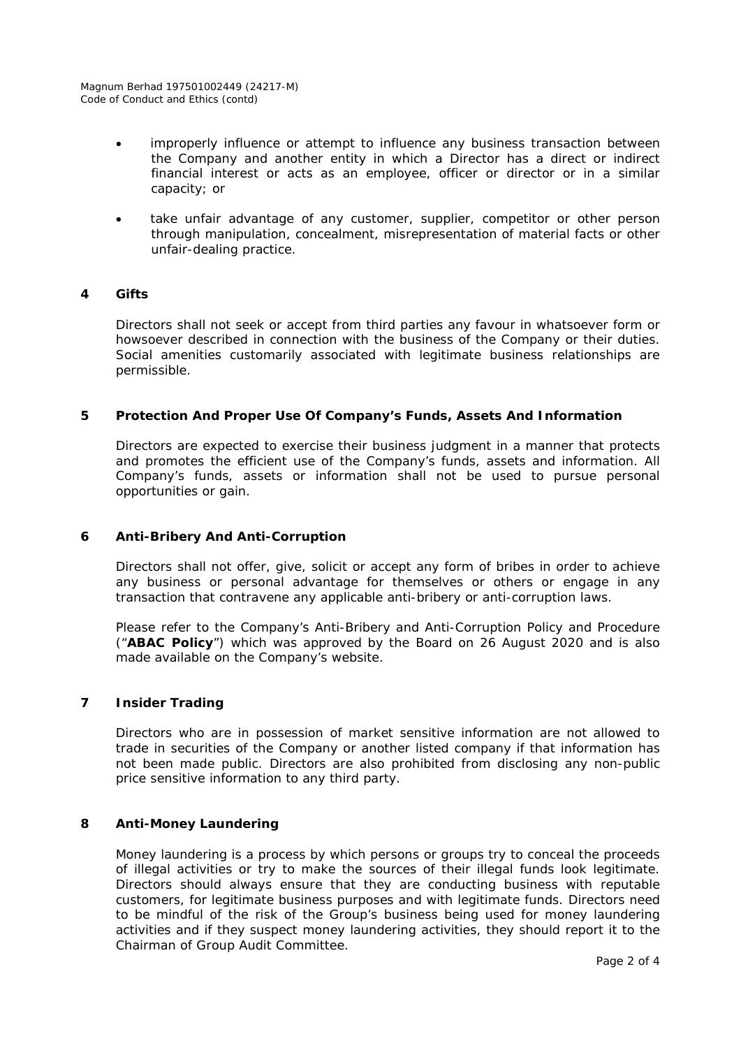- improperly influence or attempt to influence any business transaction between the Company and another entity in which a Director has a direct or indirect financial interest or acts as an employee, officer or director or in a similar capacity; or
- take unfair advantage of any customer, supplier, competitor or other person through manipulation, concealment, misrepresentation of material facts or other unfair-dealing practice.

## 4 Gifts

Directors shall not seek or accept from third parties any favour in whatsoever form or howsoever described in connection with the business of the Company or their duties. Social amenities customarily associated with legitimate business relationships are permissible.

## 5 Protection And Proper Use Of Company's Funds, Assets And Information

Directors are expected to exercise their business judgment in a manner that protects and promotes the efficient use of the Company's funds, assets and information. All Company's funds, assets or information shall not be used to pursue personal opportunities or gain.

## 6 Anti-Bribery And Anti-Corruption

Directors shall not offer, give, solicit or accept any form of bribes in order to achieve any business or personal advantage for themselves or others or engage in any transaction that contravene any applicable anti-bribery or anti-corruption laws.

Please refer to the Company's Anti-Bribery and Anti-Corruption Policy and Procedure ("**ABAC Policy**") which was approved by the Board on 26 August 2020 and is also made available on the Company's website.

## 7 Insider Trading

Directors who are in possession of market sensitive information are not allowed to trade in securities of the Company or another listed company if that information has not been made public. Directors are also prohibited from disclosing any non-public price sensitive information to any third party.

## 8 Anti-Money Laundering

Money laundering is a process by which persons or groups try to conceal the proceeds of illegal activities or try to make the sources of their illegal funds look legitimate. Directors should always ensure that they are conducting business with reputable customers, for legitimate business purposes and with legitimate funds. Directors need to be mindful of the risk of the Group's business being used for money laundering activities and if they suspect money laundering activities, they should report it to the Chairman of Group Audit Committee.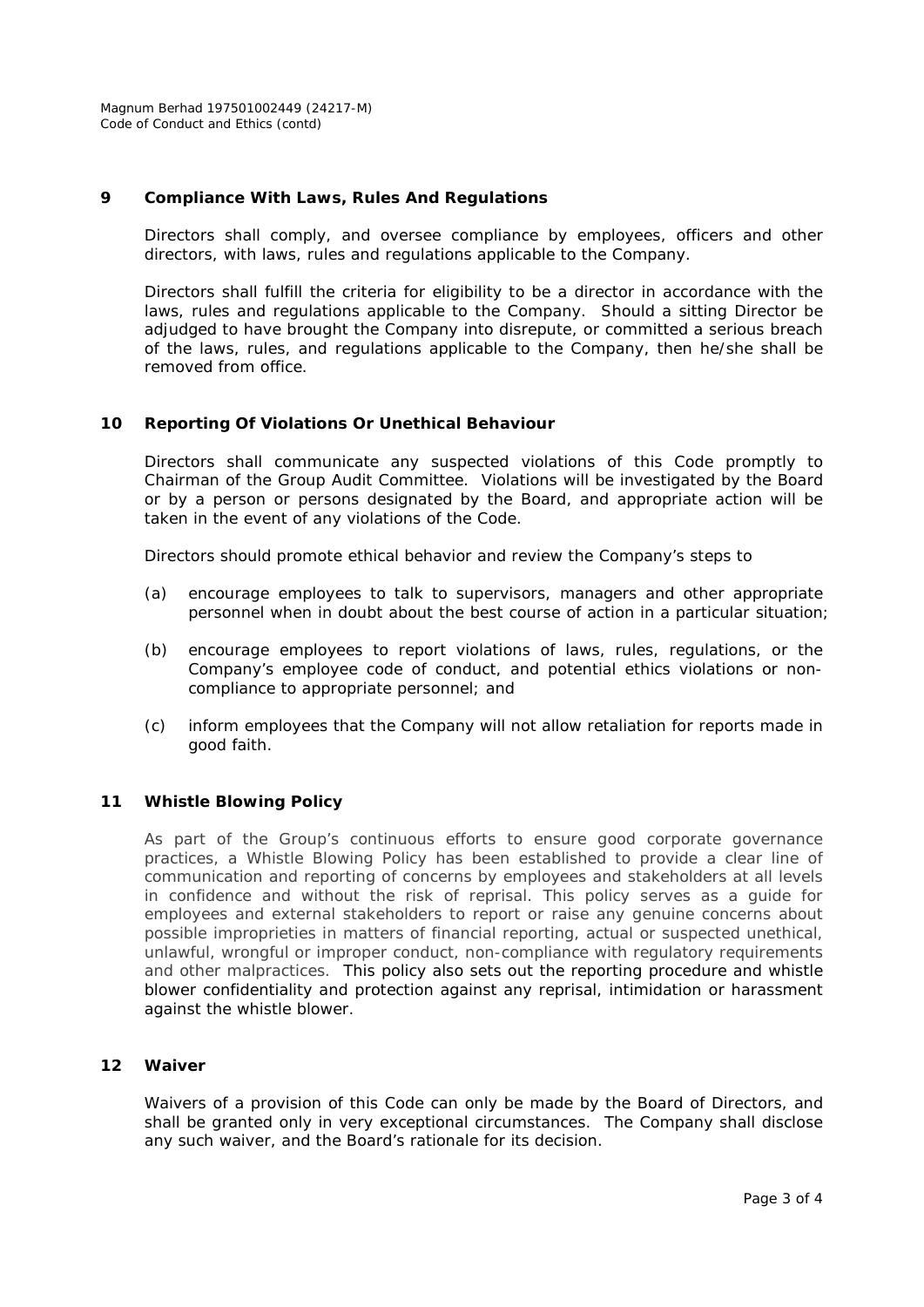## 9 Compliance With Laws, Rules And Regulations

Directors shall comply, and oversee compliance by employees, officers and other directors, with laws, rules and regulations applicable to the Company.

Directors shall fulfill the criteria for eligibility to be a director in accordance with the laws, rules and regulations applicable to the Company. Should a sitting Director be adjudged to have brought the Company into disrepute, or committed a serious breach of the laws, rules, and regulations applicable to the Company, then he/she shall be removed from office.

## 10 Reporting Of Violations Or Unethical Behaviour

Directors shall communicate any suspected violations of this Code promptly to Chairman of the Group Audit Committee. Violations will be investigated by the Board or by a person or persons designated by the Board, and appropriate action will be taken in the event of any violations of the Code.

Directors should promote ethical behavior and review the Company's steps to

(a) encourage employees to talk to supervisors, managers and other appropriate personnel when in doubt about the best course of action in a particular situation;

(b) encourage employees to report violations of laws, rules, regulations, or the Company's employee code of conduct, and potential ethics violations or non-compliance to appropriate personnel; and

(c) inform employees that the Company will not allow retaliation for reports made in good faith.

## 11 Whistle Blowing Policy

As part of the Group's continuous efforts to ensure good corporate governance practices, a Whistle Blowing Policy has been established to provide a clear line of communication and reporting of concerns by employees and stakeholders at all levels in confidence and without the risk of reprisal. This policy serves as a guide for employees and external stakeholders to report or raise any genuine concerns about possible improprieties in matters of financial reporting, actual or suspected unethical, unlawful, wrongful or improper conduct, non-compliance with regulatory requirements and other malpractices. This policy also sets out the reporting procedure and whistle blower confidentiality and protection against any reprisal, intimidation or harassment against the whistle blower.

## 12 Waiver

Waivers of a provision of this Code can only be made by the Board of Directors, and shall be granted only in very exceptional circumstances. The Company shall disclose any such waiver, and the Board's rationale for its decision.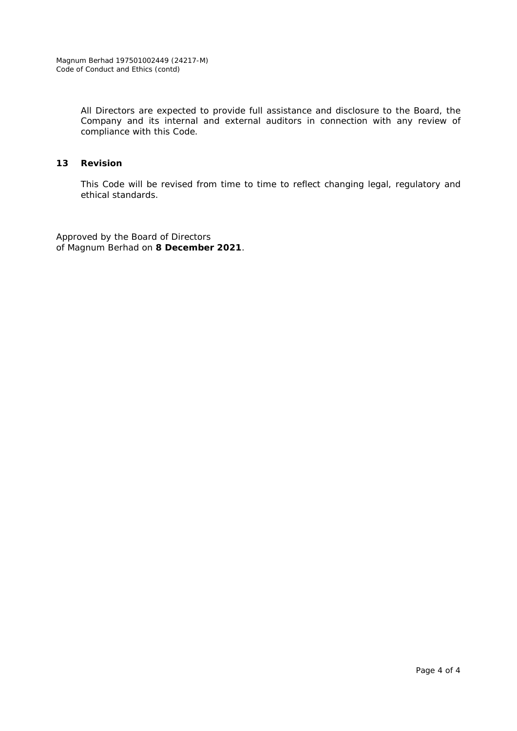All Directors are expected to provide full assistance and disclosure to the Board, the Company and its internal and external auditors in connection with any review of compliance with this Code.

## 13 Revision

This Code will be revised from time to time to reflect changing legal, regulatory and ethical standards.

Approved by the Board of Directors
of Magnum Berhad on **8 December 2021**.